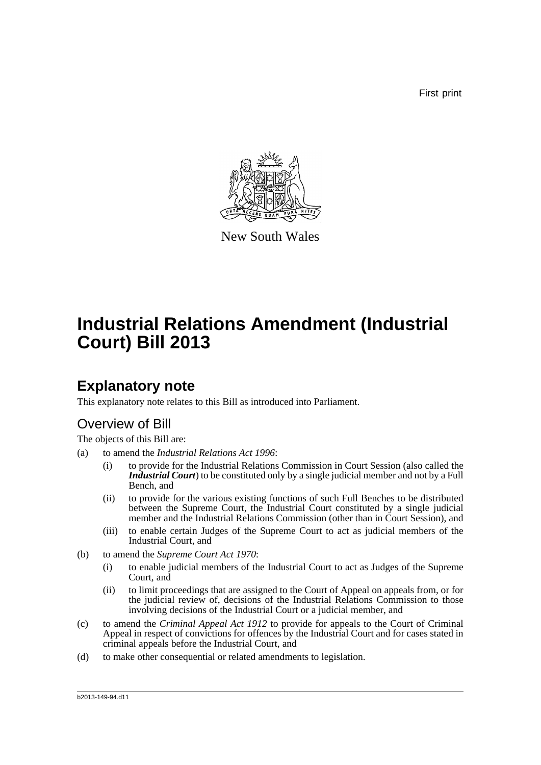First print

New South Wales

# Industrial Relations Amendment (Industrial Court) Bill 2013

## Explanatory note

This explanatory note relates to this Bill as introduced into Parliament.

### Overview of Bill

The objects of this Bill are:

(a) to amend the *Industrial Relations Act 1996*:

   (i) to provide for the Industrial Relations Commission in Court Session (also called the ***Industrial Court***) to be constituted only by a single judicial member and not by a Full Bench, and

   (ii) to provide for the various existing functions of such Full Benches to be distributed between the Supreme Court, the Industrial Court constituted by a single judicial member and the Industrial Relations Commission (other than in Court Session), and

   (iii) to enable certain Judges of the Supreme Court to act as judicial members of the Industrial Court, and

(b) to amend the *Supreme Court Act 1970*:

   (i) to enable judicial members of the Industrial Court to act as Judges of the Supreme Court, and

   (ii) to limit proceedings that are assigned to the Court of Appeal on appeals from, or for the judicial review of, decisions of the Industrial Relations Commission to those involving decisions of the Industrial Court or a judicial member, and

(c) to amend the *Criminal Appeal Act 1912* to provide for appeals to the Court of Criminal Appeal in respect of convictions for offences by the Industrial Court and for cases stated in criminal appeals before the Industrial Court, and

(d) to make other consequential or related amendments to legislation.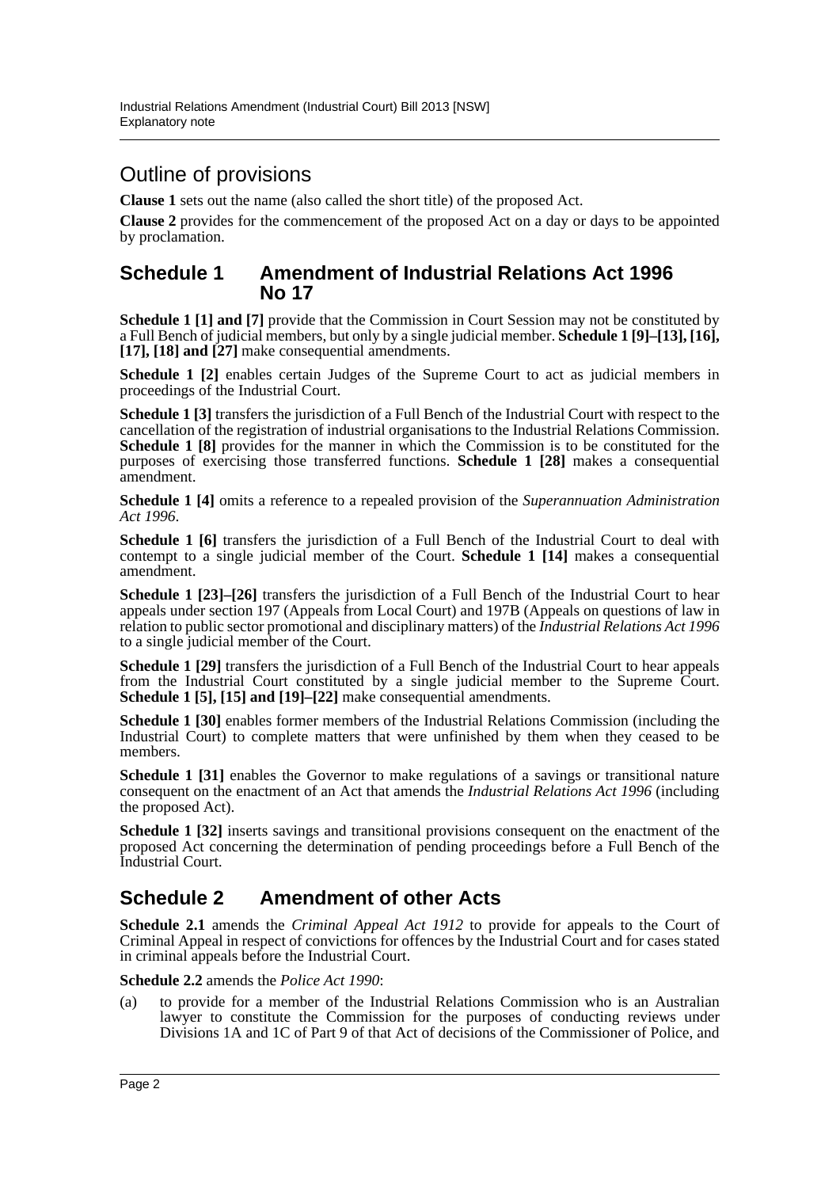## Outline of provisions

**Clause 1** sets out the name (also called the short title) of the proposed Act.

**Clause 2** provides for the commencement of the proposed Act on a day or days to be appointed by proclamation.

## Schedule 1 Amendment of Industrial Relations Act 1996 No 17

**Schedule 1 [1] and [7]** provide that the Commission in Court Session may not be constituted by a Full Bench of judicial members, but only by a single judicial member. **Schedule 1 [9]–[13], [16], [17], [18] and [27]** make consequential amendments.

**Schedule 1 [2]** enables certain Judges of the Supreme Court to act as judicial members in proceedings of the Industrial Court.

**Schedule 1 [3]** transfers the jurisdiction of a Full Bench of the Industrial Court with respect to the cancellation of the registration of industrial organisations to the Industrial Relations Commission. **Schedule 1 [8]** provides for the manner in which the Commission is to be constituted for the purposes of exercising those transferred functions. **Schedule 1 [28]** makes a consequential amendment.

**Schedule 1 [4]** omits a reference to a repealed provision of the *Superannuation Administration Act 1996*.

**Schedule 1 [6]** transfers the jurisdiction of a Full Bench of the Industrial Court to deal with contempt to a single judicial member of the Court. **Schedule 1 [14]** makes a consequential amendment.

**Schedule 1 [23]–[26]** transfers the jurisdiction of a Full Bench of the Industrial Court to hear appeals under section 197 (Appeals from Local Court) and 197B (Appeals on questions of law in relation to public sector promotional and disciplinary matters) of the *Industrial Relations Act 1996* to a single judicial member of the Court.

**Schedule 1 [29]** transfers the jurisdiction of a Full Bench of the Industrial Court to hear appeals from the Industrial Court constituted by a single judicial member to the Supreme Court. **Schedule 1 [5], [15] and [19]–[22]** make consequential amendments.

**Schedule 1 [30]** enables former members of the Industrial Relations Commission (including the Industrial Court) to complete matters that were unfinished by them when they ceased to be members.

**Schedule 1 [31]** enables the Governor to make regulations of a savings or transitional nature consequent on the enactment of an Act that amends the *Industrial Relations Act 1996* (including the proposed Act).

**Schedule 1 [32]** inserts savings and transitional provisions consequent on the enactment of the proposed Act concerning the determination of pending proceedings before a Full Bench of the Industrial Court.

## Schedule 2 Amendment of other Acts

**Schedule 2.1** amends the *Criminal Appeal Act 1912* to provide for appeals to the Court of Criminal Appeal in respect of convictions for offences by the Industrial Court and for cases stated in criminal appeals before the Industrial Court.

**Schedule 2.2** amends the *Police Act 1990*:

(a) to provide for a member of the Industrial Relations Commission who is an Australian lawyer to constitute the Commission for the purposes of conducting reviews under Divisions 1A and 1C of Part 9 of that Act of decisions of the Commissioner of Police, and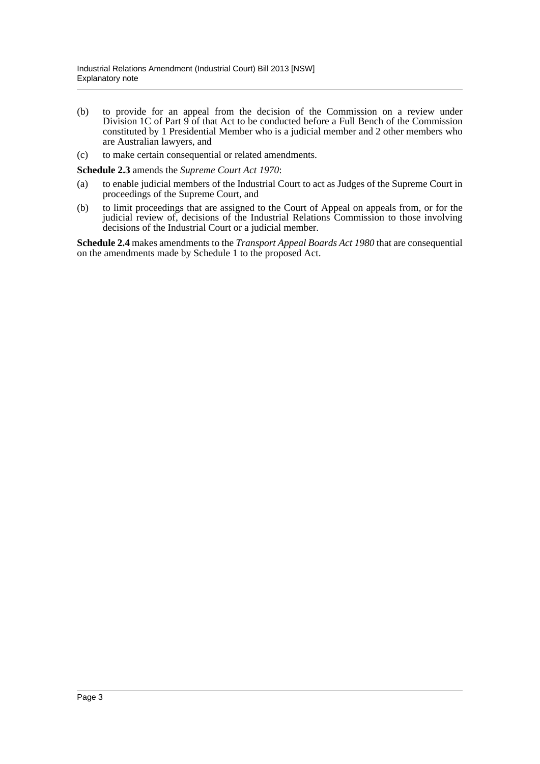(b) to provide for an appeal from the decision of the Commission on a review under Division 1C of Part 9 of that Act to be conducted before a Full Bench of the Commission constituted by 1 Presidential Member who is a judicial member and 2 other members who are Australian lawyers, and

(c) to make certain consequential or related amendments.

**Schedule 2.3** amends the *Supreme Court Act 1970*:

(a) to enable judicial members of the Industrial Court to act as Judges of the Supreme Court in proceedings of the Supreme Court, and

(b) to limit proceedings that are assigned to the Court of Appeal on appeals from, or for the judicial review of, decisions of the Industrial Relations Commission to those involving decisions of the Industrial Court or a judicial member.

**Schedule 2.4** makes amendments to the *Transport Appeal Boards Act 1980* that are consequential on the amendments made by Schedule 1 to the proposed Act.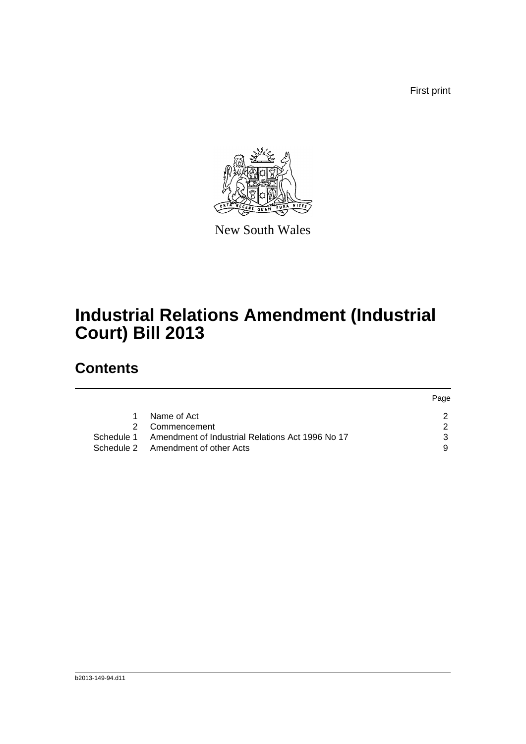First print

New South Wales

# Industrial Relations Amendment (Industrial Court) Bill 2013

## Contents

| | | Page |
|---|---|---|
| 1 | Name of Act | 2 |
| 2 | Commencement | 2 |
| Schedule 1 | Amendment of Industrial Relations Act 1996 No 17 | 3 |
| Schedule 2 | Amendment of other Acts | 9 |

b2013-149-94.d11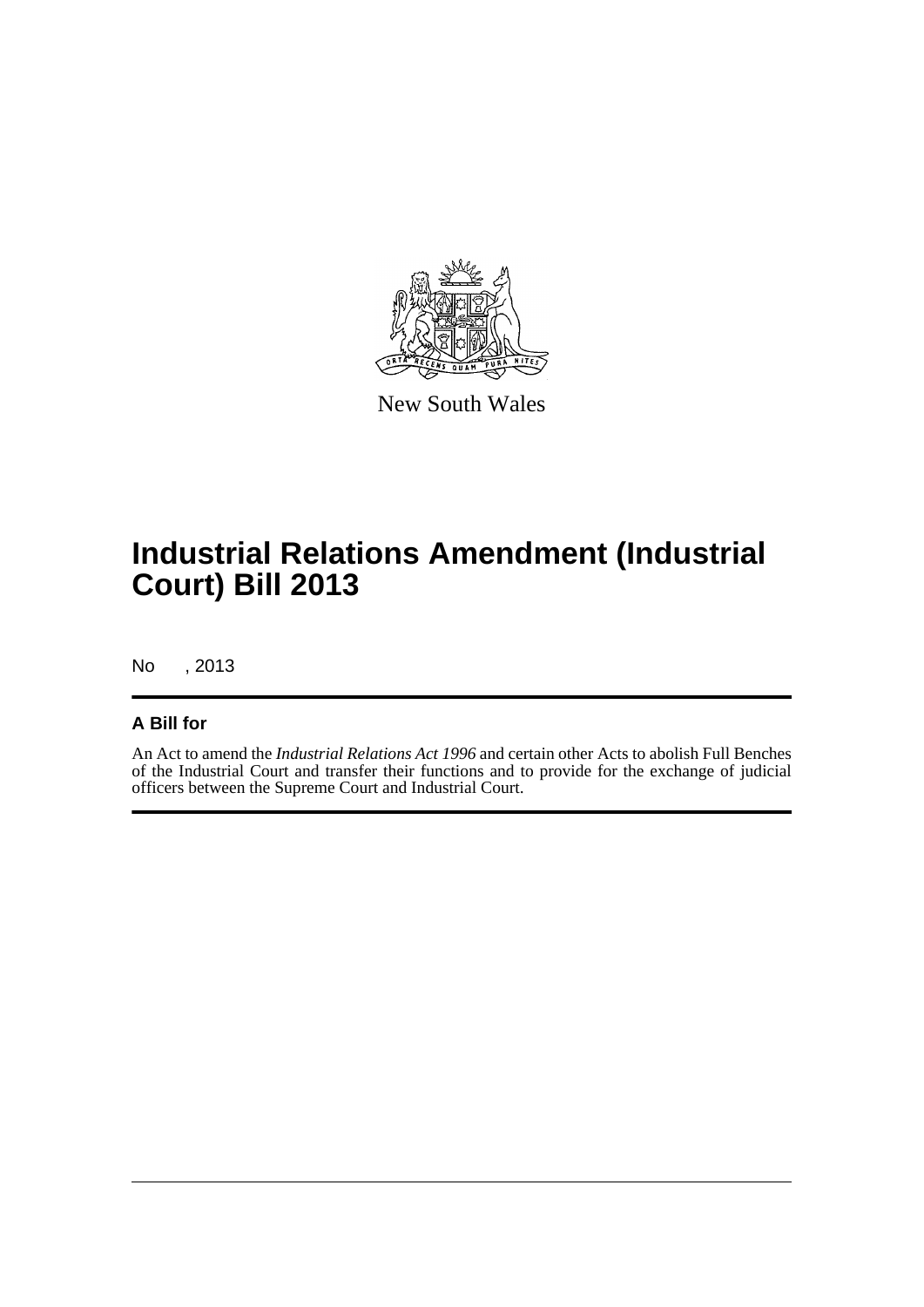New South Wales

# Industrial Relations Amendment (Industrial Court) Bill 2013

No , 2013

## A Bill for

An Act to amend the *Industrial Relations Act 1996* and certain other Acts to abolish Full Benches of the Industrial Court and transfer their functions and to provide for the exchange of judicial officers between the Supreme Court and Industrial Court.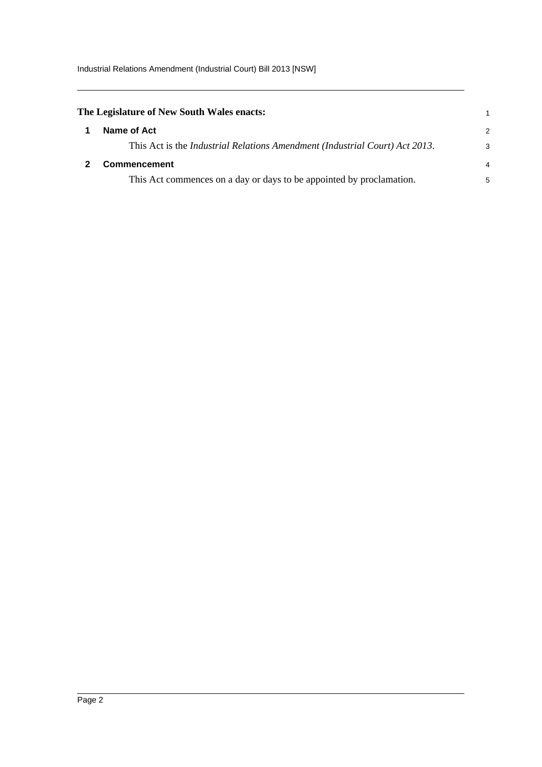**The Legislature of New South Wales enacts:**

## 1 Name of Act

This Act is the *Industrial Relations Amendment (Industrial Court) Act 2013*.

## 2 Commencement

This Act commences on a day or days to be appointed by proclamation.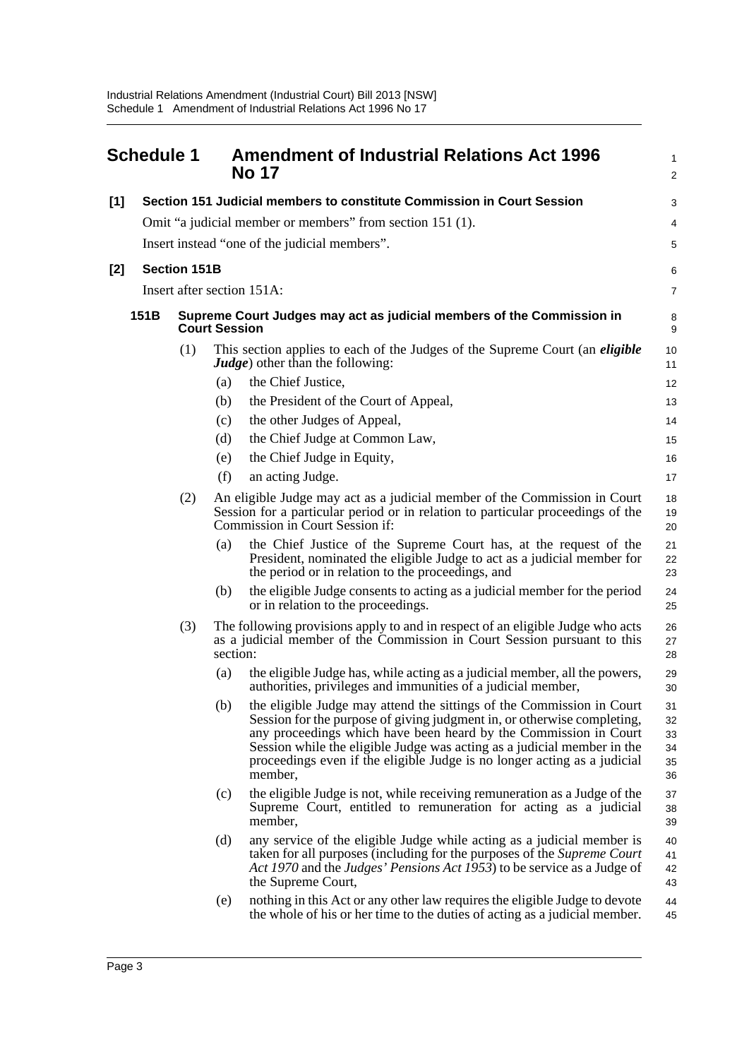## Schedule 1 Amendment of Industrial Relations Act 1996 No 17

**[1] Section 151 Judicial members to constitute Commission in Court Session**

Omit "a judicial member or members" from section 151 (1).

Insert instead "one of the judicial members".

**[2] Section 151B**

Insert after section 151A:

### 151B Supreme Court Judges may act as judicial members of the Commission in Court Session

(1) This section applies to each of the Judges of the Supreme Court (an ***eligible Judge***) other than the following:

- (a) the Chief Justice,
- (b) the President of the Court of Appeal,
- (c) the other Judges of Appeal,
- (d) the Chief Judge at Common Law,
- (e) the Chief Judge in Equity,
- (f) an acting Judge.

(2) An eligible Judge may act as a judicial member of the Commission in Court Session for a particular period or in relation to particular proceedings of the Commission in Court Session if:

- (a) the Chief Justice of the Supreme Court has, at the request of the President, nominated the eligible Judge to act as a judicial member for the period or in relation to the proceedings, and
- (b) the eligible Judge consents to acting as a judicial member for the period or in relation to the proceedings.

(3) The following provisions apply to and in respect of an eligible Judge who acts as a judicial member of the Commission in Court Session pursuant to this section:

- (a) the eligible Judge has, while acting as a judicial member, all the powers, authorities, privileges and immunities of a judicial member,
- (b) the eligible Judge may attend the sittings of the Commission in Court Session for the purpose of giving judgment in, or otherwise completing, any proceedings which have been heard by the Commission in Court Session while the eligible Judge was acting as a judicial member in the proceedings even if the eligible Judge is no longer acting as a judicial member,
- (c) the eligible Judge is not, while receiving remuneration as a Judge of the Supreme Court, entitled to remuneration for acting as a judicial member,
- (d) any service of the eligible Judge while acting as a judicial member is taken for all purposes (including for the purposes of the *Supreme Court Act 1970* and the *Judges' Pensions Act 1953*) to be service as a Judge of the Supreme Court,
- (e) nothing in this Act or any other law requires the eligible Judge to devote the whole of his or her time to the duties of acting as a judicial member.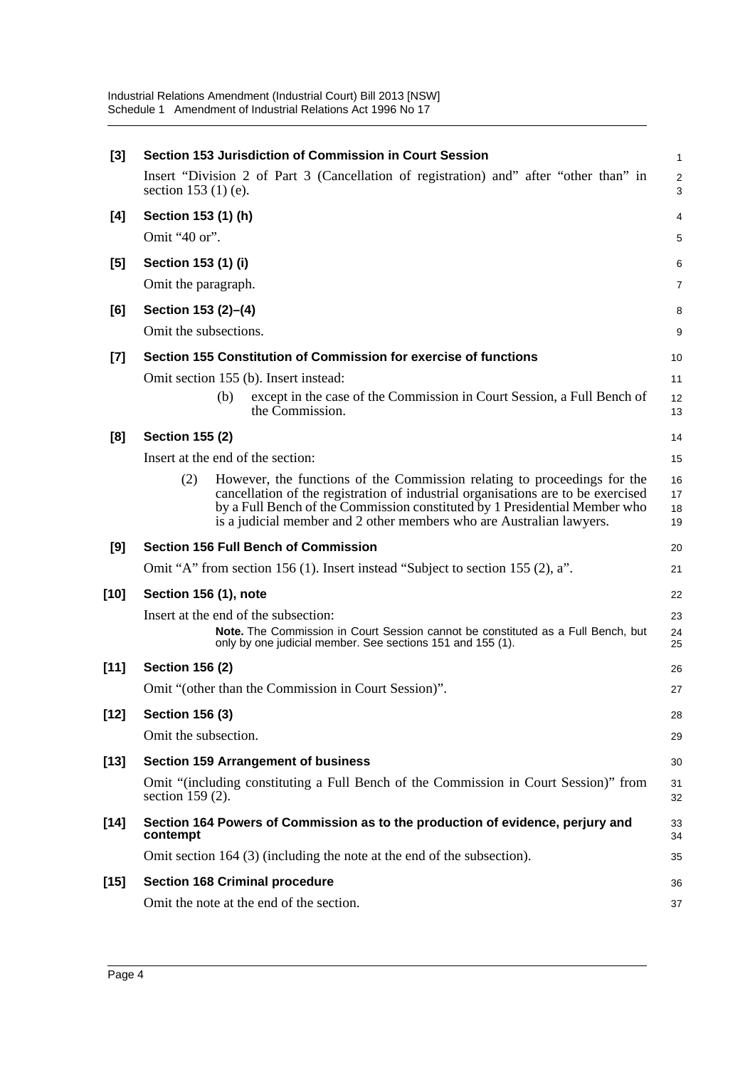**[3] Section 153 Jurisdiction of Commission in Court Session**

Insert "Division 2 of Part 3 (Cancellation of registration) and" after "other than" in section 153 (1) (e).

**[4] Section 153 (1) (h)**

Omit "40 or".

**[5] Section 153 (1) (i)**

Omit the paragraph.

**[6] Section 153 (2)–(4)**

Omit the subsections.

**[7] Section 155 Constitution of Commission for exercise of functions**

Omit section 155 (b). Insert instead:

> (b) except in the case of the Commission in Court Session, a Full Bench of the Commission.

**[8] Section 155 (2)**

Insert at the end of the section:

> (2) However, the functions of the Commission relating to proceedings for the cancellation of the registration of industrial organisations are to be exercised by a Full Bench of the Commission constituted by 1 Presidential Member who is a judicial member and 2 other members who are Australian lawyers.

**[9] Section 156 Full Bench of Commission**

Omit "A" from section 156 (1). Insert instead "Subject to section 155 (2), a".

**[10] Section 156 (1), note**

Insert at the end of the subsection:

> **Note.** The Commission in Court Session cannot be constituted as a Full Bench, but only by one judicial member. See sections 151 and 155 (1).

**[11] Section 156 (2)**

Omit "(other than the Commission in Court Session)".

**[12] Section 156 (3)**

Omit the subsection.

**[13] Section 159 Arrangement of business**

Omit "(including constituting a Full Bench of the Commission in Court Session)" from section 159 (2).

**[14] Section 164 Powers of Commission as to the production of evidence, perjury and contempt**

Omit section 164 (3) (including the note at the end of the subsection).

**[15] Section 168 Criminal procedure**

Omit the note at the end of the section.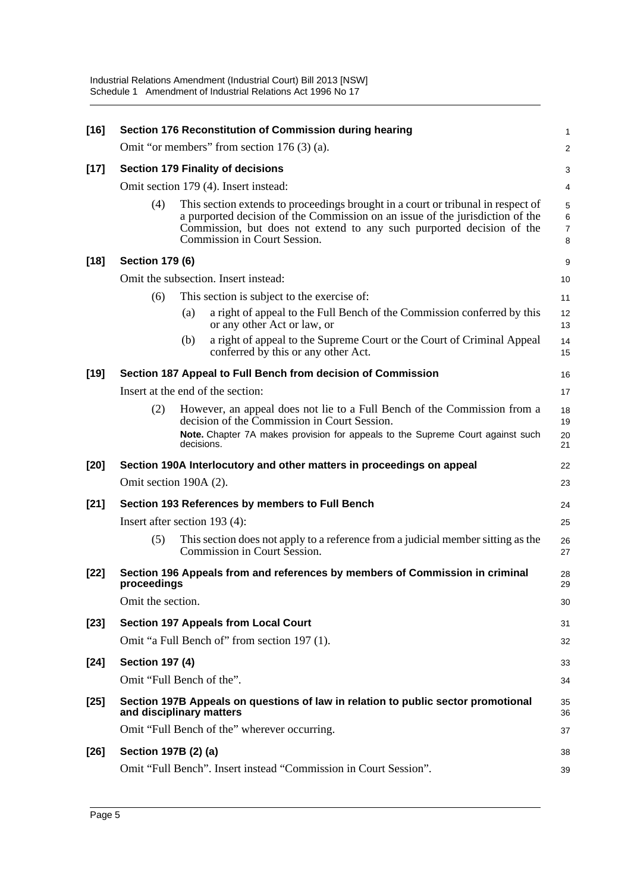**[16] Section 176 Reconstitution of Commission during hearing**

Omit "or members" from section 176 (3) (a).

**[17] Section 179 Finality of decisions**

Omit section 179 (4). Insert instead:

(4) This section extends to proceedings brought in a court or tribunal in respect of a purported decision of the Commission on an issue of the jurisdiction of the Commission, but does not extend to any such purported decision of the Commission in Court Session.

**[18] Section 179 (6)**

Omit the subsection. Insert instead:

(6) This section is subject to the exercise of:

(a) a right of appeal to the Full Bench of the Commission conferred by this or any other Act or law, or

(b) a right of appeal to the Supreme Court or the Court of Criminal Appeal conferred by this or any other Act.

**[19] Section 187 Appeal to Full Bench from decision of Commission**

Insert at the end of the section:

(2) However, an appeal does not lie to a Full Bench of the Commission from a decision of the Commission in Court Session.

**Note.** Chapter 7A makes provision for appeals to the Supreme Court against such decisions.

**[20] Section 190A Interlocutory and other matters in proceedings on appeal**

Omit section 190A (2).

**[21] Section 193 References by members to Full Bench**

Insert after section 193 (4):

(5) This section does not apply to a reference from a judicial member sitting as the Commission in Court Session.

**[22] Section 196 Appeals from and references by members of Commission in criminal proceedings**

Omit the section.

**[23] Section 197 Appeals from Local Court**

Omit "a Full Bench of" from section 197 (1).

**[24] Section 197 (4)**

Omit "Full Bench of the".

**[25] Section 197B Appeals on questions of law in relation to public sector promotional and disciplinary matters**

Omit "Full Bench of the" wherever occurring.

**[26] Section 197B (2) (a)**

Omit "Full Bench". Insert instead "Commission in Court Session".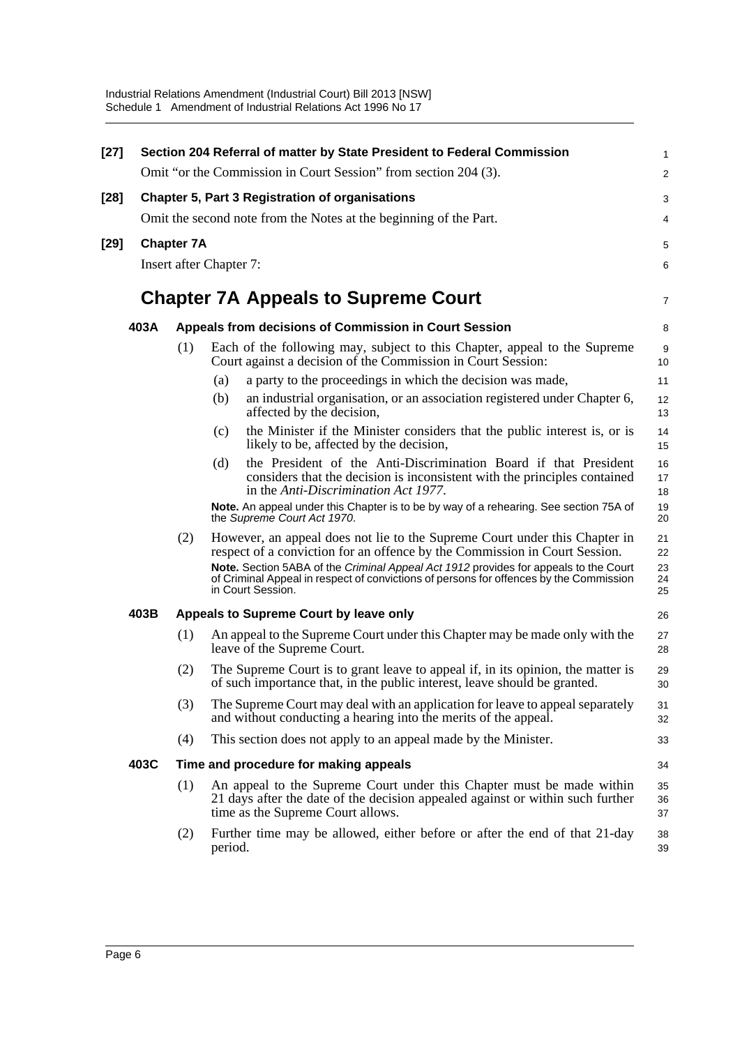**[27] Section 204 Referral of matter by State President to Federal Commission**

Omit "or the Commission in Court Session" from section 204 (3).

**[28] Chapter 5, Part 3 Registration of organisations**

Omit the second note from the Notes at the beginning of the Part.

**[29] Chapter 7A**

Insert after Chapter 7:

# Chapter 7A Appeals to Supreme Court

**403A Appeals from decisions of Commission in Court Session**

(1) Each of the following may, subject to this Chapter, appeal to the Supreme Court against a decision of the Commission in Court Session:

- (a) a party to the proceedings in which the decision was made,
- (b) an industrial organisation, or an association registered under Chapter 6, affected by the decision,
- (c) the Minister if the Minister considers that the public interest is, or is likely to be, affected by the decision,
- (d) the President of the Anti-Discrimination Board if that President considers that the decision is inconsistent with the principles contained in the *Anti-Discrimination Act 1977*.

**Note.** An appeal under this Chapter is to be by way of a rehearing. See section 75A of the *Supreme Court Act 1970*.

(2) However, an appeal does not lie to the Supreme Court under this Chapter in respect of a conviction for an offence by the Commission in Court Session.

**Note.** Section 5ABA of the *Criminal Appeal Act 1912* provides for appeals to the Court of Criminal Appeal in respect of convictions of persons for offences by the Commission in Court Session.

**403B Appeals to Supreme Court by leave only**

(1) An appeal to the Supreme Court under this Chapter may be made only with the leave of the Supreme Court.

(2) The Supreme Court is to grant leave to appeal if, in its opinion, the matter is of such importance that, in the public interest, leave should be granted.

(3) The Supreme Court may deal with an application for leave to appeal separately and without conducting a hearing into the merits of the appeal.

(4) This section does not apply to an appeal made by the Minister.

**403C Time and procedure for making appeals**

(1) An appeal to the Supreme Court under this Chapter must be made within 21 days after the date of the decision appealed against or within such further time as the Supreme Court allows.

(2) Further time may be allowed, either before or after the end of that 21-day period.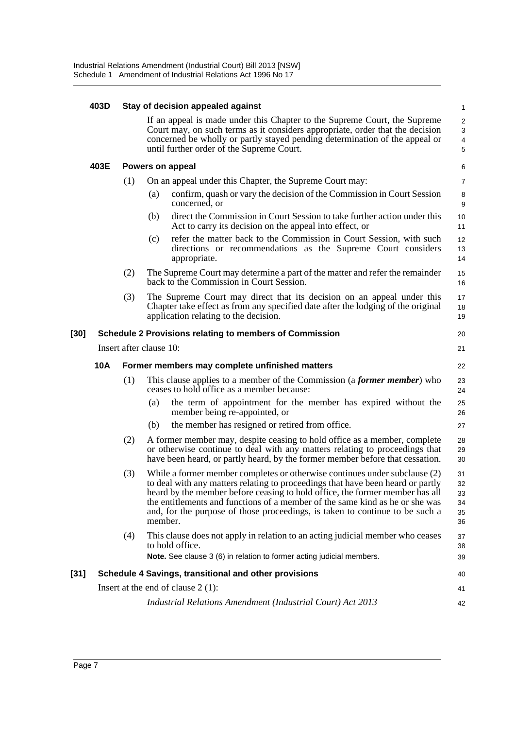**403D Stay of decision appealed against**

If an appeal is made under this Chapter to the Supreme Court, the Supreme Court may, on such terms as it considers appropriate, order that the decision concerned be wholly or partly stayed pending determination of the appeal or until further order of the Supreme Court.

**403E Powers on appeal**

(1) On an appeal under this Chapter, the Supreme Court may:

(a) confirm, quash or vary the decision of the Commission in Court Session concerned, or

(b) direct the Commission in Court Session to take further action under this Act to carry its decision on the appeal into effect, or

(c) refer the matter back to the Commission in Court Session, with such directions or recommendations as the Supreme Court considers appropriate.

(2) The Supreme Court may determine a part of the matter and refer the remainder back to the Commission in Court Session.

(3) The Supreme Court may direct that its decision on an appeal under this Chapter take effect as from any specified date after the lodging of the original application relating to the decision.

**[30] Schedule 2 Provisions relating to members of Commission**

Insert after clause 10:

**10A Former members may complete unfinished matters**

(1) This clause applies to a member of the Commission (a ***former member***) who ceases to hold office as a member because:

(a) the term of appointment for the member has expired without the member being re-appointed, or

(b) the member has resigned or retired from office.

(2) A former member may, despite ceasing to hold office as a member, complete or otherwise continue to deal with any matters relating to proceedings that have been heard, or partly heard, by the former member before that cessation.

(3) While a former member completes or otherwise continues under subclause (2) to deal with any matters relating to proceedings that have been heard or partly heard by the member before ceasing to hold office, the former member has all the entitlements and functions of a member of the same kind as he or she was and, for the purpose of those proceedings, is taken to continue to be such a member.

(4) This clause does not apply in relation to an acting judicial member who ceases to hold office.

**Note.** See clause 3 (6) in relation to former acting judicial members.

**[31] Schedule 4 Savings, transitional and other provisions**

Insert at the end of clause 2 (1):

*Industrial Relations Amendment (Industrial Court) Act 2013*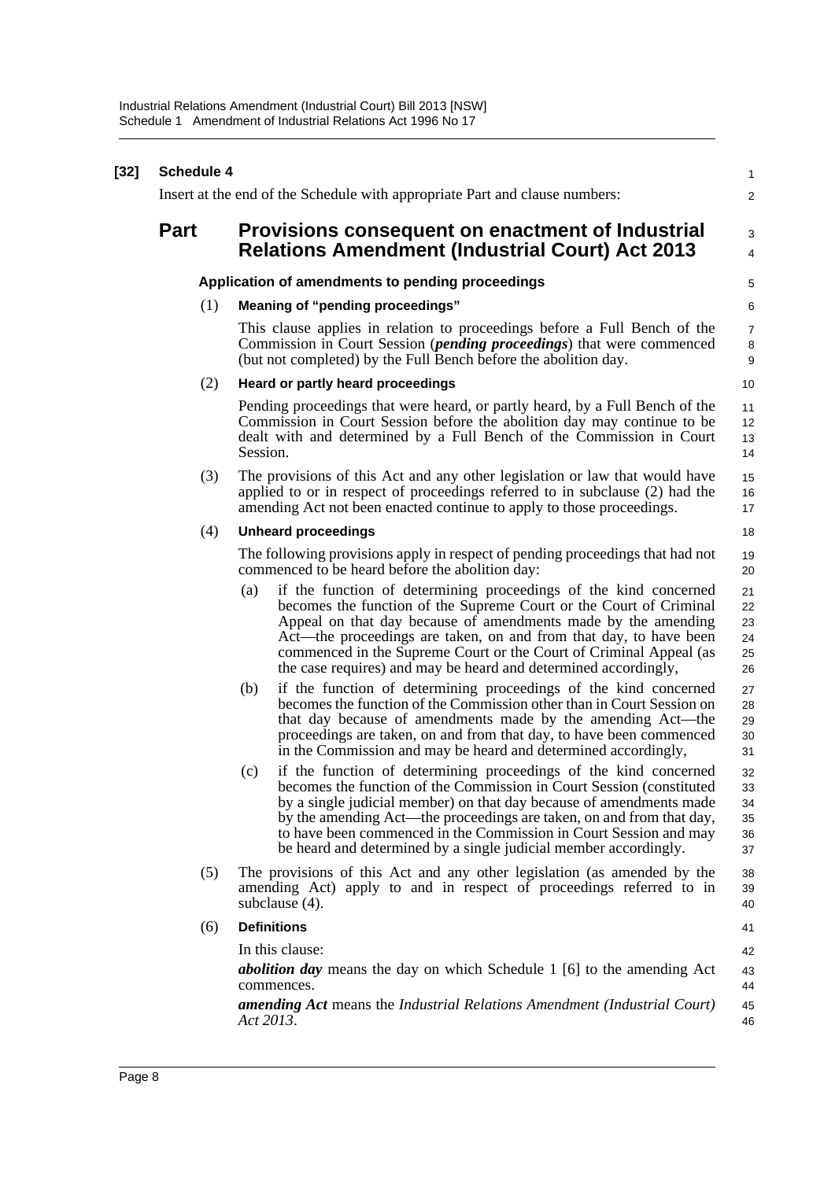**[32] Schedule 4**

Insert at the end of the Schedule with appropriate Part and clause numbers:

## Part Provisions consequent on enactment of Industrial Relations Amendment (Industrial Court) Act 2013

### Application of amendments to pending proceedings

(1) **Meaning of "pending proceedings"**

This clause applies in relation to proceedings before a Full Bench of the Commission in Court Session (***pending proceedings***) that were commenced (but not completed) by the Full Bench before the abolition day.

(2) **Heard or partly heard proceedings**

Pending proceedings that were heard, or partly heard, by a Full Bench of the Commission in Court Session before the abolition day may continue to be dealt with and determined by a Full Bench of the Commission in Court Session.

(3) The provisions of this Act and any other legislation or law that would have applied to or in respect of proceedings referred to in subclause (2) had the amending Act not been enacted continue to apply to those proceedings.

(4) **Unheard proceedings**

The following provisions apply in respect of pending proceedings that had not commenced to be heard before the abolition day:

- (a) if the function of determining proceedings of the kind concerned becomes the function of the Supreme Court or the Court of Criminal Appeal on that day because of amendments made by the amending Act—the proceedings are taken, on and from that day, to have been commenced in the Supreme Court or the Court of Criminal Appeal (as the case requires) and may be heard and determined accordingly,
- (b) if the function of determining proceedings of the kind concerned becomes the function of the Commission other than in Court Session on that day because of amendments made by the amending Act—the proceedings are taken, on and from that day, to have been commenced in the Commission and may be heard and determined accordingly,
- (c) if the function of determining proceedings of the kind concerned becomes the function of the Commission in Court Session (constituted by a single judicial member) on that day because of amendments made by the amending Act—the proceedings are taken, on and from that day, to have been commenced in the Commission in Court Session and may be heard and determined by a single judicial member accordingly.

(5) The provisions of this Act and any other legislation (as amended by the amending Act) apply to and in respect of proceedings referred to in subclause (4).

(6) **Definitions**

In this clause:

***abolition day*** means the day on which Schedule 1 [6] to the amending Act commences.

***amending Act*** means the *Industrial Relations Amendment (Industrial Court) Act 2013*.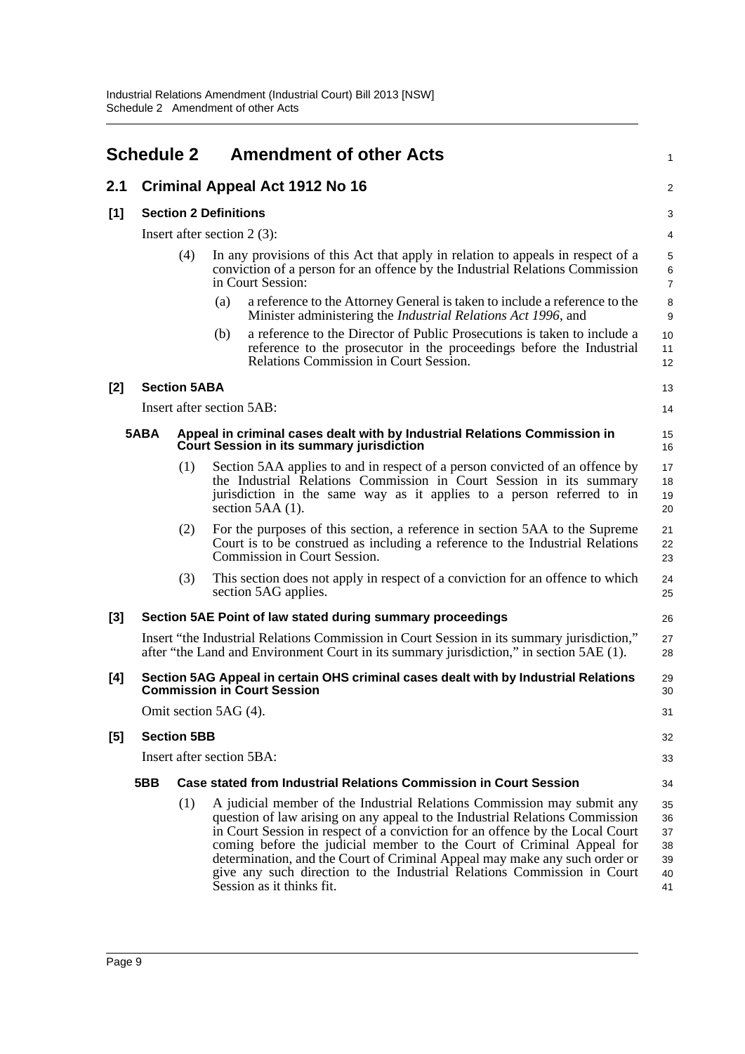## Schedule 2 Amendment of other Acts

### 2.1 Criminal Appeal Act 1912 No 16

**[1] Section 2 Definitions**

Insert after section 2 (3):

(4) In any provisions of this Act that apply in relation to appeals in respect of a conviction of a person for an offence by the Industrial Relations Commission in Court Session:

(a) a reference to the Attorney General is taken to include a reference to the Minister administering the *Industrial Relations Act 1996*, and

(b) a reference to the Director of Public Prosecutions is taken to include a reference to the prosecutor in the proceedings before the Industrial Relations Commission in Court Session.

**[2] Section 5ABA**

Insert after section 5AB:

**5ABA Appeal in criminal cases dealt with by Industrial Relations Commission in Court Session in its summary jurisdiction**

(1) Section 5AA applies to and in respect of a person convicted of an offence by the Industrial Relations Commission in Court Session in its summary jurisdiction in the same way as it applies to a person referred to in section 5AA (1).

(2) For the purposes of this section, a reference in section 5AA to the Supreme Court is to be construed as including a reference to the Industrial Relations Commission in Court Session.

(3) This section does not apply in respect of a conviction for an offence to which section 5AG applies.

**[3] Section 5AE Point of law stated during summary proceedings**

Insert "the Industrial Relations Commission in Court Session in its summary jurisdiction," after "the Land and Environment Court in its summary jurisdiction," in section 5AE (1).

**[4] Section 5AG Appeal in certain OHS criminal cases dealt with by Industrial Relations Commission in Court Session**

Omit section 5AG (4).

**[5] Section 5BB**

Insert after section 5BA:

**5BB Case stated from Industrial Relations Commission in Court Session**

(1) A judicial member of the Industrial Relations Commission may submit any question of law arising on any appeal to the Industrial Relations Commission in Court Session in respect of a conviction for an offence by the Local Court coming before the judicial member to the Court of Criminal Appeal for determination, and the Court of Criminal Appeal may make any such order or give any such direction to the Industrial Relations Commission in Court Session as it thinks fit.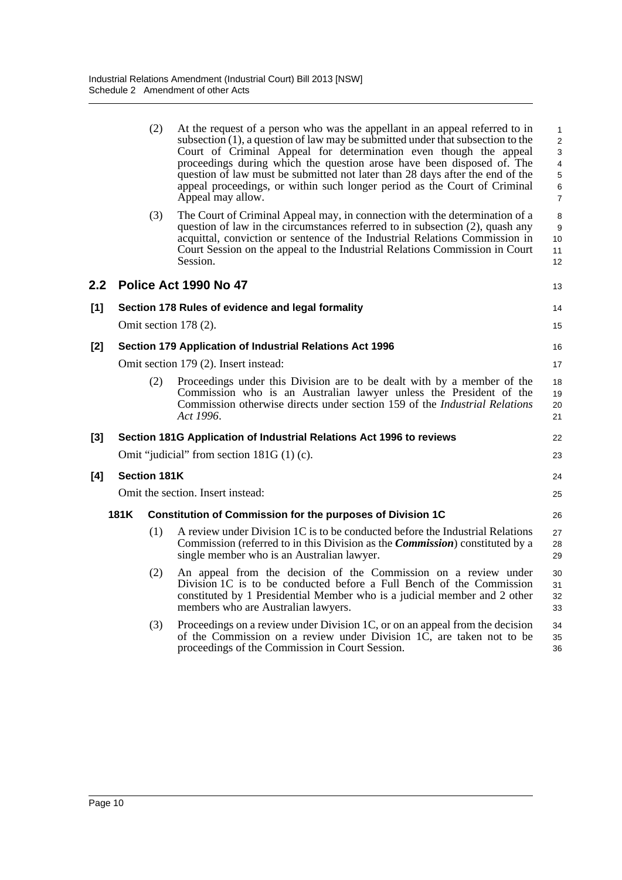(2) At the request of a person who was the appellant in an appeal referred to in subsection (1), a question of law may be submitted under that subsection to the Court of Criminal Appeal for determination even though the appeal proceedings during which the question arose have been disposed of. The question of law must be submitted not later than 28 days after the end of the appeal proceedings, or within such longer period as the Court of Criminal Appeal may allow.

(3) The Court of Criminal Appeal may, in connection with the determination of a question of law in the circumstances referred to in subsection (2), quash any acquittal, conviction or sentence of the Industrial Relations Commission in Court Session on the appeal to the Industrial Relations Commission in Court Session.

## 2.2 Police Act 1990 No 47

### [1] Section 178 Rules of evidence and legal formality

Omit section 178 (2).

### [2] Section 179 Application of Industrial Relations Act 1996

Omit section 179 (2). Insert instead:

(2) Proceedings under this Division are to be dealt with by a member of the Commission who is an Australian lawyer unless the President of the Commission otherwise directs under section 159 of the *Industrial Relations Act 1996*.

### [3] Section 181G Application of Industrial Relations Act 1996 to reviews

Omit "judicial" from section 181G (1) (c).

### [4] Section 181K

Omit the section. Insert instead:

**181K Constitution of Commission for the purposes of Division 1C**

(1) A review under Division 1C is to be conducted before the Industrial Relations Commission (referred to in this Division as the ***Commission***) constituted by a single member who is an Australian lawyer.

(2) An appeal from the decision of the Commission on a review under Division 1C is to be conducted before a Full Bench of the Commission constituted by 1 Presidential Member who is a judicial member and 2 other members who are Australian lawyers.

(3) Proceedings on a review under Division 1C, or on an appeal from the decision of the Commission on a review under Division 1C, are taken not to be proceedings of the Commission in Court Session.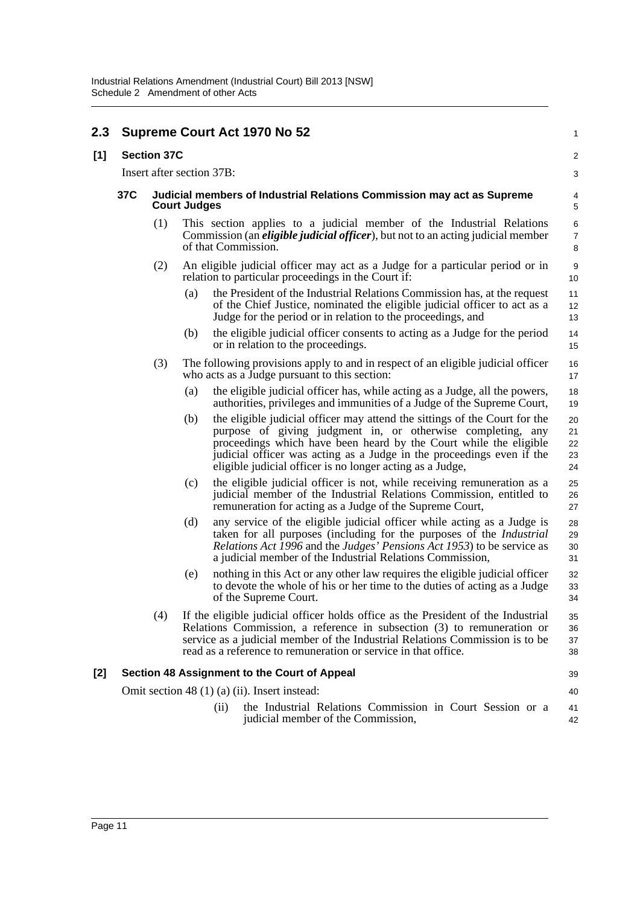## 2.3 Supreme Court Act 1970 No 52

### [1] Section 37C

Insert after section 37B:

#### 37C Judicial members of Industrial Relations Commission may act as Supreme Court Judges

(1) This section applies to a judicial member of the Industrial Relations Commission (an ***eligible judicial officer***), but not to an acting judicial member of that Commission.

(2) An eligible judicial officer may act as a Judge for a particular period or in relation to particular proceedings in the Court if:

(a) the President of the Industrial Relations Commission has, at the request of the Chief Justice, nominated the eligible judicial officer to act as a Judge for the period or in relation to the proceedings, and

(b) the eligible judicial officer consents to acting as a Judge for the period or in relation to the proceedings.

(3) The following provisions apply to and in respect of an eligible judicial officer who acts as a Judge pursuant to this section:

(a) the eligible judicial officer has, while acting as a Judge, all the powers, authorities, privileges and immunities of a Judge of the Supreme Court,

(b) the eligible judicial officer may attend the sittings of the Court for the purpose of giving judgment in, or otherwise completing, any proceedings which have been heard by the Court while the eligible judicial officer was acting as a Judge in the proceedings even if the eligible judicial officer is no longer acting as a Judge,

(c) the eligible judicial officer is not, while receiving remuneration as a judicial member of the Industrial Relations Commission, entitled to remuneration for acting as a Judge of the Supreme Court,

(d) any service of the eligible judicial officer while acting as a Judge is taken for all purposes (including for the purposes of the *Industrial Relations Act 1996* and the *Judges' Pensions Act 1953*) to be service as a judicial member of the Industrial Relations Commission,

(e) nothing in this Act or any other law requires the eligible judicial officer to devote the whole of his or her time to the duties of acting as a Judge of the Supreme Court.

(4) If the eligible judicial officer holds office as the President of the Industrial Relations Commission, a reference in subsection (3) to remuneration or service as a judicial member of the Industrial Relations Commission is to be read as a reference to remuneration or service in that office.

### [2] Section 48 Assignment to the Court of Appeal

Omit section 48 (1) (a) (ii). Insert instead:

(ii) the Industrial Relations Commission in Court Session or a judicial member of the Commission,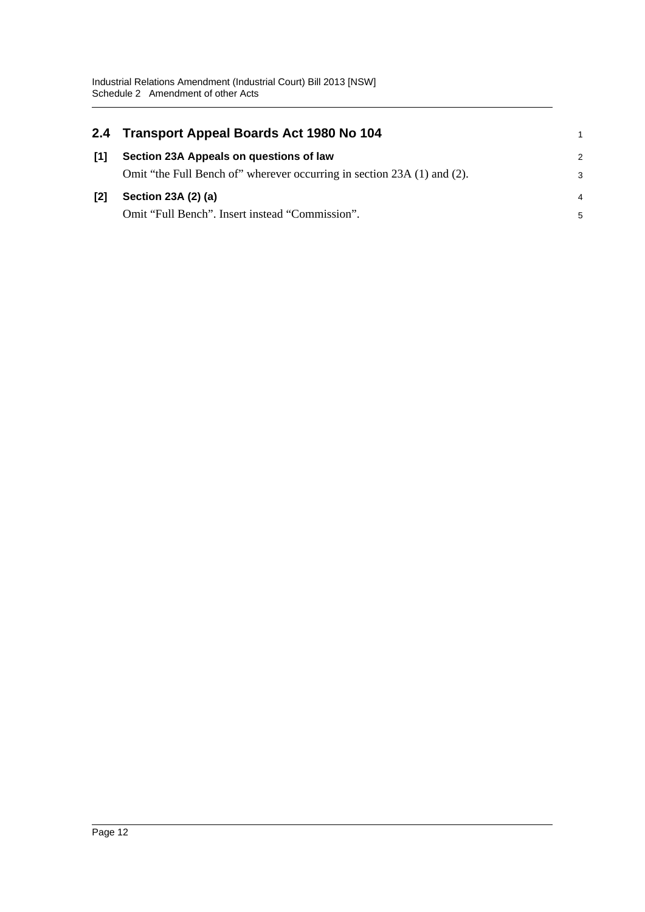## 2.4 Transport Appeal Boards Act 1980 No 104

**[1] Section 23A Appeals on questions of law**

Omit "the Full Bench of" wherever occurring in section 23A (1) and (2).

**[2] Section 23A (2) (a)**

Omit "Full Bench". Insert instead "Commission".